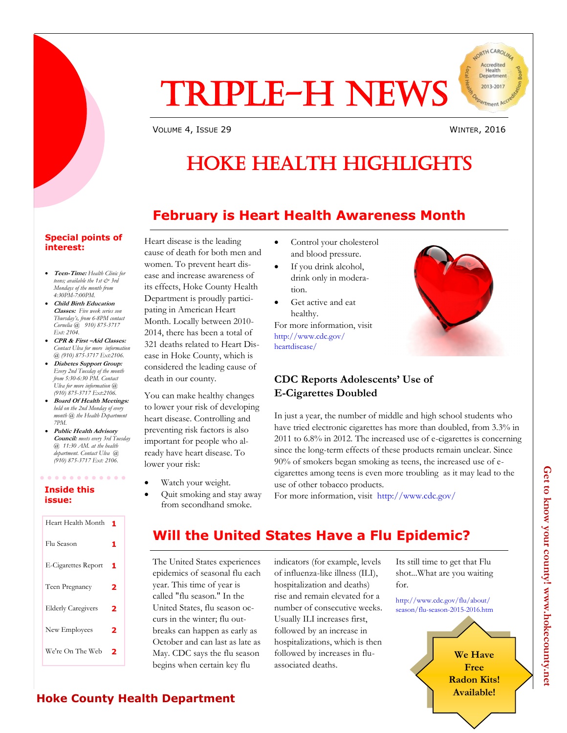# Triple-H News

Volume 4, Issue 29 — Winter, 2016

# Hoke Health Highlights

**Special points of interest:**

- ***Teen-Time:*** *Health Clinic for teens; available the 1st & 3rd Mondays of the month from 4:30PM-7:00PM.*
- ***Child Birth Education Classes:*** *Five week series son Thursday's, from 6-8PM contact Cornelia @ 910) 875-3717 Ext: 2104.*
- ***CPR & First –Aid Classes:*** *Contact Ulva for more information @ (910) 875-3717 Ext:2106.*
- ***Diabetes Support Group:*** *Every 2nd Tuesday of the month from 5:30-6:30 PM. Contact Ulva for more information @ (910) 875-3717 Ext:2106.*
- ***Board Of Health Meetings:*** *held on the 2nd Monday of every month @ the Health Department 7PM.*
- ***Public Health Advisory Council:*** *meets every 3rd Tuesday @ 11:30 AM. at the health department. Contact Ulva @ (910) 875-3717 Ext: 2106.*

**Inside this issue:**

| | |
|---|---|
| Heart Health Month | 1 |
| Flu Season | 1 |
| E-Cigarettes Report | 1 |
| Teen Pregnancy | 2 |
| Elderly Caregivers | 2 |
| New Employees | 2 |
| We're On The Web | 2 |

## February is Heart Health Awareness Month

Heart disease is the leading cause of death for both men and women. To prevent heart disease and increase awareness of its effects, Hoke County Health Department is proudly participating in American Heart Month. Locally between 2010-2014, there has been a total of 321 deaths related to Heart Disease in Hoke County, which is considered the leading cause of death in our county.

You can make healthy changes to lower your risk of developing heart disease. Controlling and preventing risk factors is also important for people who already have heart disease. To lower your risk:

- Watch your weight.
- Quit smoking and stay away from secondhand smoke.
- Control your cholesterol and blood pressure.
- If you drink alcohol, drink only in moderation.
- Get active and eat healthy.

For more information, visit http://www.cdc.gov/heartdisease/

### CDC Reports Adolescents' Use of E-Cigarettes Doubled

In just a year, the number of middle and high school students who have tried electronic cigarettes has more than doubled, from 3.3% in 2011 to 6.8% in 2012. The increased use of e-cigarettes is concerning since the long-term effects of these products remain unclear. Since 90% of smokers began smoking as teens, the increased use of e-cigarettes among teens is even more troubling as it may lead to the use of other tobacco products.

For more information, visit http://www.cdc.gov/

## Will the United States Have a Flu Epidemic?

The United States experiences epidemics of seasonal flu each year. This time of year is called "flu season." In the United States, flu season occurs in the winter; flu outbreaks can happen as early as October and can last as late as May. CDC says the flu season begins when certain key flu indicators (for example, levels of influenza-like illness (ILI), hospitalization and deaths) rise and remain elevated for a number of consecutive weeks. Usually ILI increases first, followed by an increase in hospitalizations, which is then followed by increases in flu-associated deaths.

Its still time to get that Flu shot...What are you waiting for.

http://www.cdc.gov/flu/about/season/flu-season-2015-2016.htm

**We Have Free Radon Kits! Available!**

**Get to know your county! www.hokecounty.net**

**Hoke County Health Department**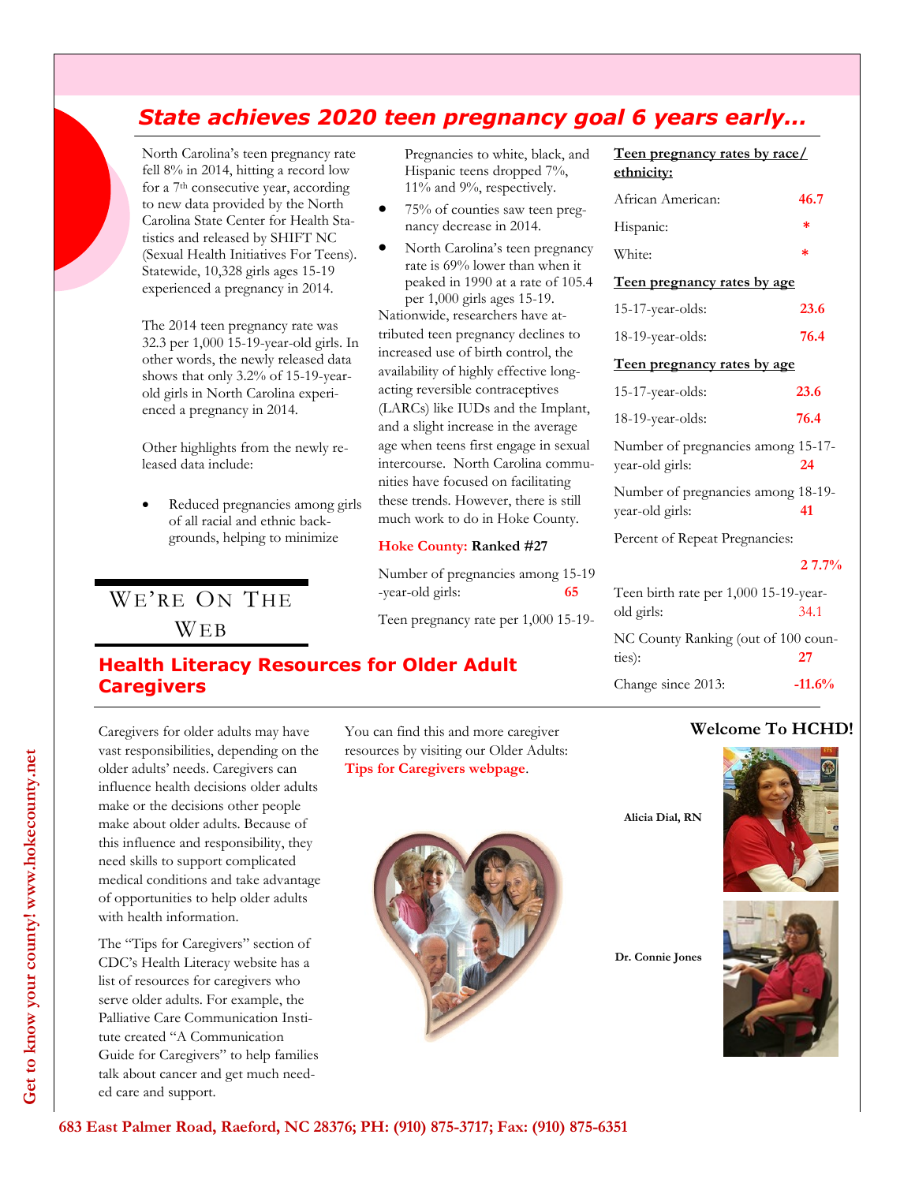## State achieves 2020 teen pregnancy goal 6 years early...

North Carolina's teen pregnancy rate fell 8% in 2014, hitting a record low for a 7th consecutive year, according to new data provided by the North Carolina State Center for Health Statistics and released by SHIFT NC (Sexual Health Initiatives For Teens). Statewide, 10,328 girls ages 15-19 experienced a pregnancy in 2014.

The 2014 teen pregnancy rate was 32.3 per 1,000 15-19-year-old girls. In other words, the newly released data shows that only 3.2% of 15-19-year-old girls in North Carolina experienced a pregnancy in 2014.

Other highlights from the newly released data include:

- Reduced pregnancies among girls of all racial and ethnic backgrounds, helping to minimize Pregnancies to white, black, and Hispanic teens dropped 7%, 11% and 9%, respectively.
- 75% of counties saw teen pregnancy decrease in 2014.
- North Carolina's teen pregnancy rate is 69% lower than when it peaked in 1990 at a rate of 105.4 per 1,000 girls ages 15-19.

Nationwide, researchers have attributed teen pregnancy declines to increased use of birth control, the availability of highly effective long-acting reversible contraceptives (LARCs) like IUDs and the Implant, and a slight increase in the average age when teens first engage in sexual intercourse. North Carolina communities have focused on facilitating these trends. However, there is still much work to do in Hoke County.

**Hoke County: Ranked #27**

Number of pregnancies among 15-19-year-old girls: **65**

Teen pregnancy rate per 1,000 15-19-

**Teen pregnancy rates by race/ethnicity:**

| | |
|---|---|
| African American: | 46.7 |
| Hispanic: | * |
| White: | * |

**Teen pregnancy rates by age**

| | |
|---|---|
| 15-17-year-olds: | 23.6 |
| 18-19-year-olds: | 76.4 |

**Teen pregnancy rates by age**

| | |
|---|---|
| 15-17-year-olds: | 23.6 |
| 18-19-year-olds: | 76.4 |
| Number of pregnancies among 15-17-year-old girls: | 24 |
| Number of pregnancies among 18-19-year-old girls: | 41 |
| Percent of Repeat Pregnancies: | 2 7.7% |
| Teen birth rate per 1,000 15-19-year-old girls: | 34.1 |
| NC County Ranking (out of 100 counties): | 27 |
| Change since 2013: | -11.6% |

## We're On The Web

## Health Literacy Resources for Older Adult Caregivers

Caregivers for older adults may have vast responsibilities, depending on the older adults' needs. Caregivers can influence health decisions older adults make or the decisions other people make about older adults. Because of this influence and responsibility, they need skills to support complicated medical conditions and take advantage of opportunities to help older adults with health information.

The "Tips for Caregivers" section of CDC's Health Literacy website has a list of resources for caregivers who serve older adults. For example, the Palliative Care Communication Institute created "A Communication Guide for Caregivers" to help families talk about cancer and get much needed care and support.

You can find this and more caregiver resources by visiting our Older Adults: **Tips for Caregivers webpage**.

## Welcome To HCHD!

**Alicia Dial, RN**

**Dr. Connie Jones**

**Get to know your county! www.hokecounty.net**

**683 East Palmer Road, Raeford, NC 28376; PH: (910) 875-3717; Fax: (910) 875-6351**